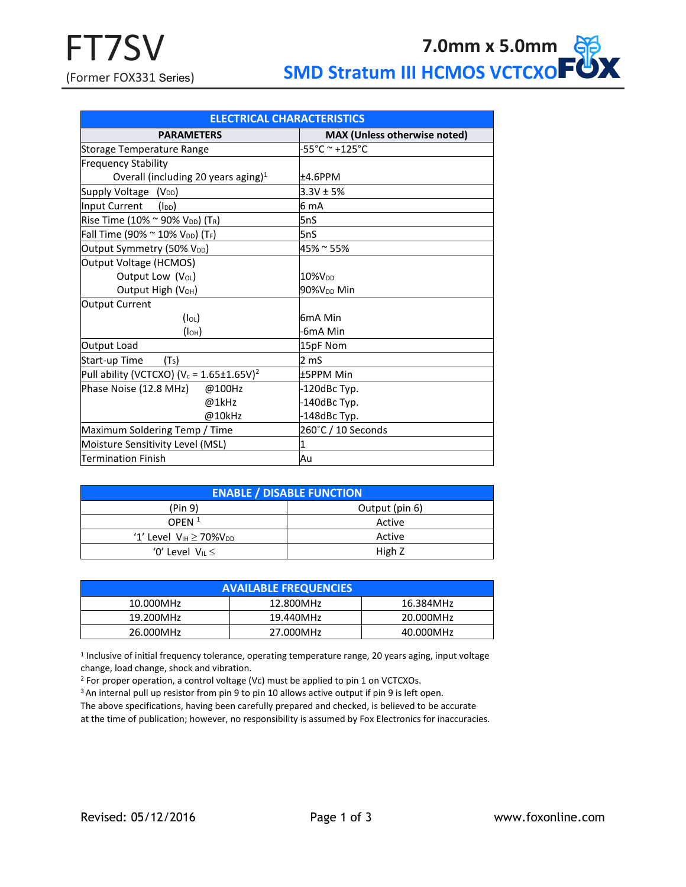# FT7SV

(Former FOX331 Series)

## 7.0mm x 5.0mm SMD Stratum III HCMOS VCTCXO

| ELECTRICAL CHARACTERISTICS | |
|---|---|
| **PARAMETERS** | **MAX (Unless otherwise noted)** |
| Storage Temperature Range | -55°C ~ +125°C |
| Frequency Stability<br>Overall (including 20 years aging)[1] | ±4.6PPM |
| Supply Voltage ($V_{DD}$) | 3.3V ± 5% |
| Input Current ($I_{DD}$) | 6 mA |
| Rise Time (10% ~ 90% $V_{DD}$) ($T_R$) | 5nS |
| Fall Time (90% ~ 10% $V_{DD}$) ($T_F$) | 5nS |
| Output Symmetry (50% $V_{DD}$) | 45% ~ 55% |
| Output Voltage (HCMOS)<br>Output Low ($V_{OL}$)<br>Output High ($V_{OH}$) | <br>10%$V_{DD}$<br>90%$V_{DD}$ Min |
| Output Current<br>($I_{OL}$)<br>($I_{OH}$) | <br>6mA Min<br>-6mA Min |
| Output Load | 15pF Nom |
| Start-up Time ($T_S$) | 2 mS |
| Pull ability (VCTCXO) ($V_c$ = 1.65±1.65V)[2] | ±5PPM Min |
| Phase Noise (12.8 MHz) @100Hz<br>@1kHz<br>@10kHz | -120dBc Typ.<br>-140dBc Typ.<br>-148dBc Typ. |
| Maximum Soldering Temp / Time | 260˚C / 10 Seconds |
| Moisture Sensitivity Level (MSL) | 1 |
| Termination Finish | Au |

| ENABLE / DISABLE FUNCTION | |
|---|---|
| (Pin 9) | Output (pin 6) |
| OPEN [1] | Active |
| '1' Level $V_{IH} \geq 70\%V_{DD}$ | Active |
| '0' Level $V_{IL} \leq$ | High Z |

| AVAILABLE FREQUENCIES | | |
|---|---|---|
| 10.000MHz | 12.800MHz | 16.384MHz |
| 19.200MHz | 19.440MHz | 20.000MHz |
| 26.000MHz | 27.000MHz | 40.000MHz |

[1] Inclusive of initial frequency tolerance, operating temperature range, 20 years aging, input voltage change, load change, shock and vibration.
[2] For proper operation, a control voltage (Vc) must be applied to pin 1 on VCTCXOs.
[3] An internal pull up resistor from pin 9 to pin 10 allows active output if pin 9 is left open.
The above specifications, having been carefully prepared and checked, is believed to be accurate at the time of publication; however, no responsibility is assumed by Fox Electronics for inaccuracies.

Revised: 05/12/2016

www.foxonline.com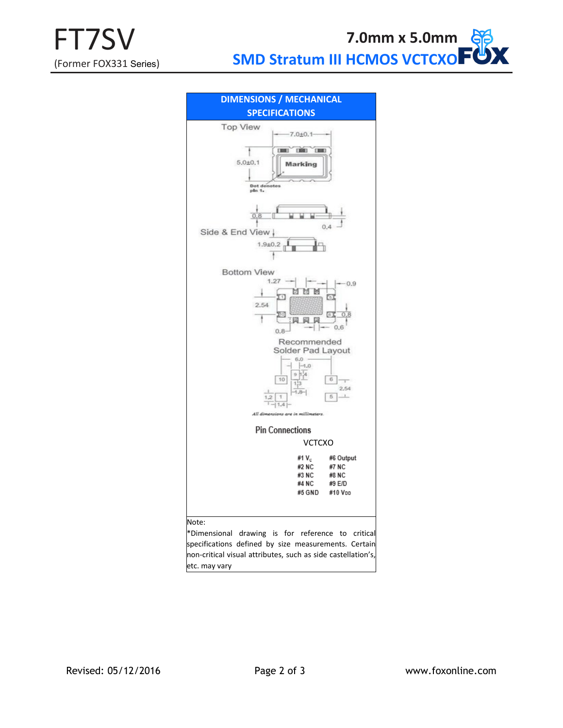# FT7SV

(Former FOX331 Series)

**7.0mm x 5.0mm**

**SMD Stratum III HCMOS VCTCXO**

## DIMENSIONS / MECHANICAL SPECIFICATIONS

Top View

7.0±0.1

5.0±0.1

Marking

Dot denotes pin 1.

0.8

0.4

Side & End View

1.9±0.2

Bottom View

1.27

0.9

2.54

0.8

0.6

0.8

Recommended Solder Pad Layout

6.0

1.0

1.4

1.3

1.8

2.54

1.2

1.4

*All dimensions are in millimeters.*

### Pin Connections

VCTCXO

| | |
|---|---|
| #1 $V_c$ | #6 Output |
| #2 NC | #7 NC |
| #3 NC | #8 NC |
| #4 NC | #9 E/D |
| #5 GND | #10 $V_{DD}$ |

Note:

*Dimensional drawing is for reference to critical specifications defined by size measurements. Certain non-critical visual attributes, such as side castellation's, etc. may vary

Revised: 05/12/2016

www.foxonline.com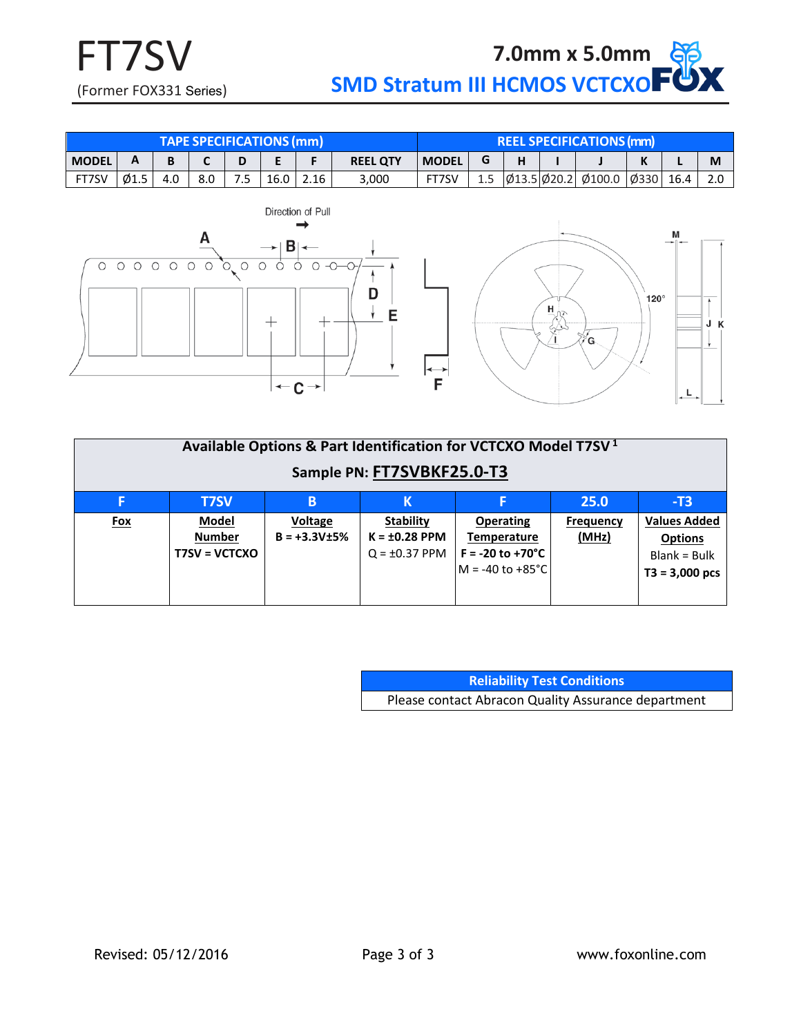# FT7SV

(Former FOX331 Series)

**7.0mm x 5.0mm**

**SMD Stratum III HCMOS VCTCXO**

| TAPE SPECIFICATIONS (mm) | | | | | | | | REEL SPECIFICATIONS (mm) | | | | | | | |
|---|---|---|---|---|---|---|---|---|---|---|---|---|---|---|---|
| **MODEL** | **A** | **B** | **C** | **D** | **E** | **F** | **REEL QTY** | **MODEL** | **G** | **H** | **I** | **J** | **K** | **L** | **M** |
| FT7SV | Ø1.5 | 4.0 | 8.0 | 7.5 | 16.0 | 2.16 | 3,000 | FT7SV | 1.5 | Ø13.5 | Ø20.2 | Ø100.0 | Ø330 | 16.4 | 2.0 |

Direction of Pull

A B C D E F

H I G 120° M J K L

| Available Options & Part Identification for VCTCXO Model T7SV [1] | | | | | | |
|---|---|---|---|---|---|---|
| Sample PN: **FT7SVBKF25.0-T3** | | | | | | |
| **F** | **T7SV** | **B** | **K** | **F** | **25.0** | **-T3** |
| **Fox** | **Model Number**<br>**T7SV = VCTCXO** | **Voltage**<br>**B = +3.3V±5%** | **Stability**<br>**K = ±0.28 PPM**<br>Q = ±0.37 PPM | **Operating Temperature**<br>**F = -20 to +70°C**<br>M = -40 to +85°C | **Frequency (MHz)** | **Values Added Options**<br>Blank = Bulk<br>**T3 = 3,000 pcs** |

| Reliability Test Conditions |
|---|
| Please contact Abracon Quality Assurance department |

Revised: 05/12/2016

www.foxonline.com